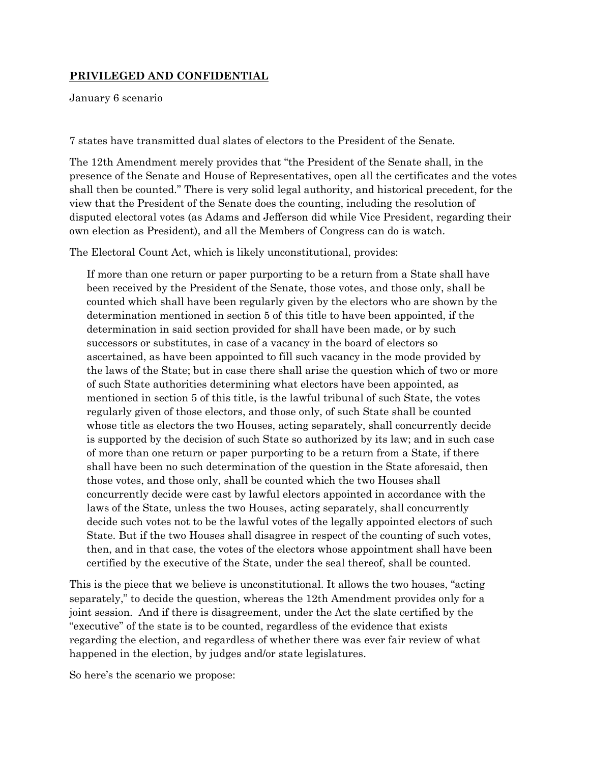**PRIVILEGED AND CONFIDENTIAL**

January 6 scenario

7 states have transmitted dual slates of electors to the President of the Senate.

The 12th Amendment merely provides that "the President of the Senate shall, in the presence of the Senate and House of Representatives, open all the certificates and the votes shall then be counted." There is very solid legal authority, and historical precedent, for the view that the President of the Senate does the counting, including the resolution of disputed electoral votes (as Adams and Jefferson did while Vice President, regarding their own election as President), and all the Members of Congress can do is watch.

The Electoral Count Act, which is likely unconstitutional, provides:

> If more than one return or paper purporting to be a return from a State shall have been received by the President of the Senate, those votes, and those only, shall be counted which shall have been regularly given by the electors who are shown by the determination mentioned in section 5 of this title to have been appointed, if the determination in said section provided for shall have been made, or by such successors or substitutes, in case of a vacancy in the board of electors so ascertained, as have been appointed to fill such vacancy in the mode provided by the laws of the State; but in case there shall arise the question which of two or more of such State authorities determining what electors have been appointed, as mentioned in section 5 of this title, is the lawful tribunal of such State, the votes regularly given of those electors, and those only, of such State shall be counted whose title as electors the two Houses, acting separately, shall concurrently decide is supported by the decision of such State so authorized by its law; and in such case of more than one return or paper purporting to be a return from a State, if there shall have been no such determination of the question in the State aforesaid, then those votes, and those only, shall be counted which the two Houses shall concurrently decide were cast by lawful electors appointed in accordance with the laws of the State, unless the two Houses, acting separately, shall concurrently decide such votes not to be the lawful votes of the legally appointed electors of such State. But if the two Houses shall disagree in respect of the counting of such votes, then, and in that case, the votes of the electors whose appointment shall have been certified by the executive of the State, under the seal thereof, shall be counted.

This is the piece that we believe is unconstitutional. It allows the two houses, "acting separately," to decide the question, whereas the 12th Amendment provides only for a joint session. And if there is disagreement, under the Act the slate certified by the "executive" of the state is to be counted, regardless of the evidence that exists regarding the election, and regardless of whether there was ever fair review of what happened in the election, by judges and/or state legislatures.

So here's the scenario we propose: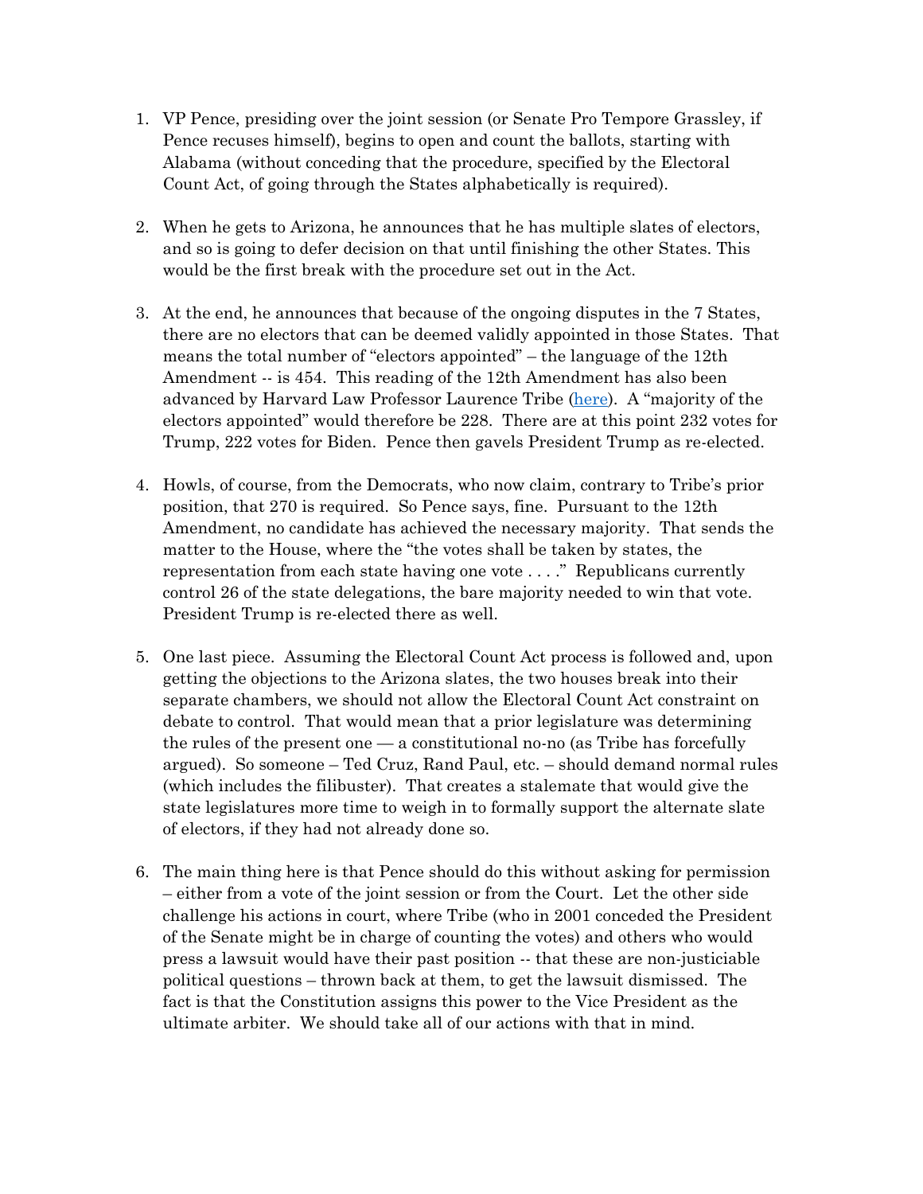1. VP Pence, presiding over the joint session (or Senate Pro Tempore Grassley, if Pence recuses himself), begins to open and count the ballots, starting with Alabama (without conceding that the procedure, specified by the Electoral Count Act, of going through the States alphabetically is required).

2. When he gets to Arizona, he announces that he has multiple slates of electors, and so is going to defer decision on that until finishing the other States. This would be the first break with the procedure set out in the Act.

3. At the end, he announces that because of the ongoing disputes in the 7 States, there are no electors that can be deemed validly appointed in those States. That means the total number of "electors appointed" – the language of the 12th Amendment -- is 454. This reading of the 12th Amendment has also been advanced by Harvard Law Professor Laurence Tribe (here). A "majority of the electors appointed" would therefore be 228. There are at this point 232 votes for Trump, 222 votes for Biden. Pence then gavels President Trump as re-elected.

4. Howls, of course, from the Democrats, who now claim, contrary to Tribe's prior position, that 270 is required. So Pence says, fine. Pursuant to the 12th Amendment, no candidate has achieved the necessary majority. That sends the matter to the House, where the "the votes shall be taken by states, the representation from each state having one vote . . . ." Republicans currently control 26 of the state delegations, the bare majority needed to win that vote. President Trump is re-elected there as well.

5. One last piece. Assuming the Electoral Count Act process is followed and, upon getting the objections to the Arizona slates, the two houses break into their separate chambers, we should not allow the Electoral Count Act constraint on debate to control. That would mean that a prior legislature was determining the rules of the present one — a constitutional no-no (as Tribe has forcefully argued). So someone – Ted Cruz, Rand Paul, etc. – should demand normal rules (which includes the filibuster). That creates a stalemate that would give the state legislatures more time to weigh in to formally support the alternate slate of electors, if they had not already done so.

6. The main thing here is that Pence should do this without asking for permission – either from a vote of the joint session or from the Court. Let the other side challenge his actions in court, where Tribe (who in 2001 conceded the President of the Senate might be in charge of counting the votes) and others who would press a lawsuit would have their past position -- that these are non-justiciable political questions – thrown back at them, to get the lawsuit dismissed. The fact is that the Constitution assigns this power to the Vice President as the ultimate arbiter. We should take all of our actions with that in mind.